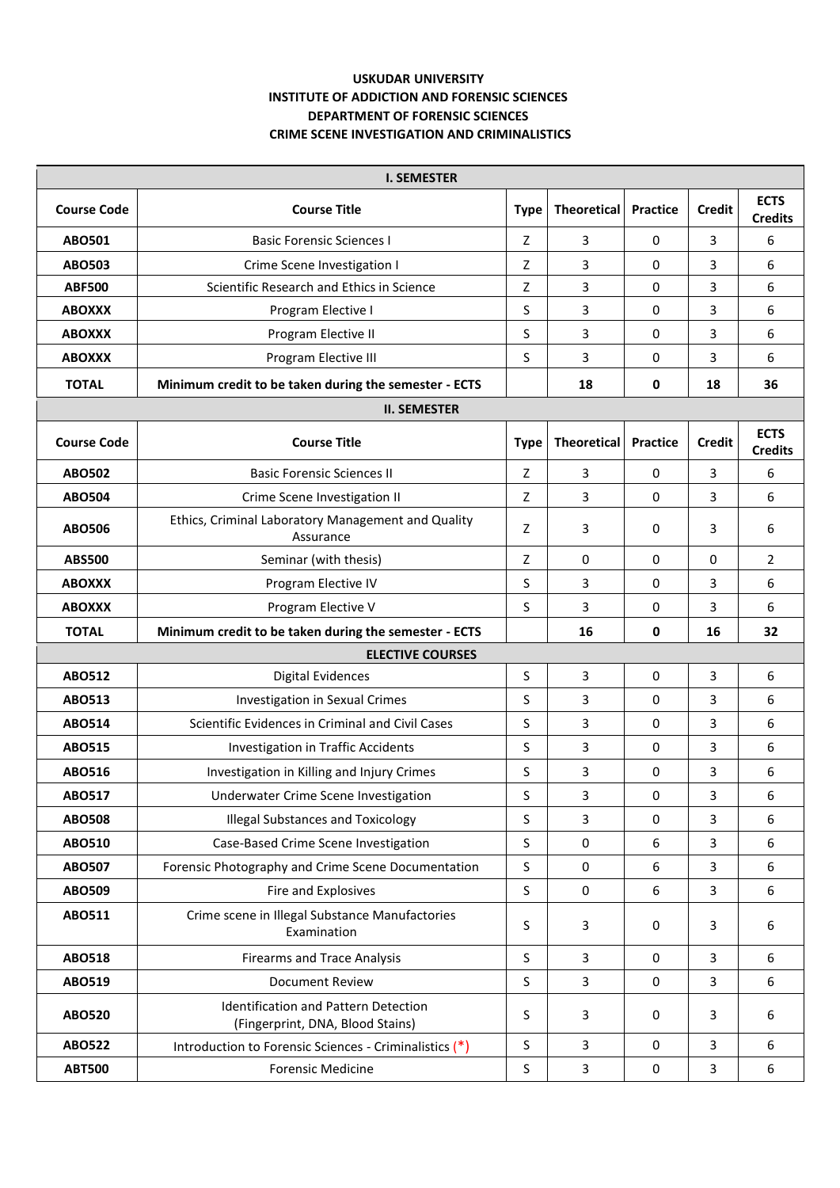**USKUDAR UNIVERSITY**
**INSTITUTE OF ADDICTION AND FORENSIC SCIENCES**
**DEPARTMENT OF FORENSIC SCIENCES**
**CRIME SCENE INVESTIGATION AND CRIMINALISTICS**

| **I. SEMESTER** | | | | | | |
|---|---|---|---|---|---|---|
| **Course Code** | **Course Title** | **Type** | **Theoretical** | **Practice** | **Credit** | **ECTS Credits** |
| **ABO501** | Basic Forensic Sciences I | Z | 3 | 0 | 3 | 6 |
| **ABO503** | Crime Scene Investigation I | Z | 3 | 0 | 3 | 6 |
| **ABF500** | Scientific Research and Ethics in Science | Z | 3 | 0 | 3 | 6 |
| **ABOXXX** | Program Elective I | S | 3 | 0 | 3 | 6 |
| **ABOXXX** | Program Elective II | S | 3 | 0 | 3 | 6 |
| **ABOXXX** | Program Elective III | S | 3 | 0 | 3 | 6 |
| **TOTAL** | **Minimum credit to be taken during the semester - ECTS** | | **18** | **0** | **18** | **36** |
| **II. SEMESTER** | | | | | | |
| **Course Code** | **Course Title** | **Type** | **Theoretical** | **Practice** | **Credit** | **ECTS Credits** |
| **ABO502** | Basic Forensic Sciences II | Z | 3 | 0 | 3 | 6 |
| **ABO504** | Crime Scene Investigation II | Z | 3 | 0 | 3 | 6 |
| **ABO506** | Ethics, Criminal Laboratory Management and Quality Assurance | Z | 3 | 0 | 3 | 6 |
| **ABS500** | Seminar (with thesis) | Z | 0 | 0 | 0 | 2 |
| **ABOXXX** | Program Elective IV | S | 3 | 0 | 3 | 6 |
| **ABOXXX** | Program Elective V | S | 3 | 0 | 3 | 6 |
| **TOTAL** | **Minimum credit to be taken during the semester - ECTS** | | **16** | **0** | **16** | **32** |
| **ELECTIVE COURSES** | | | | | | |
| **ABO512** | Digital Evidences | S | 3 | 0 | 3 | 6 |
| **ABO513** | Investigation in Sexual Crimes | S | 3 | 0 | 3 | 6 |
| **ABO514** | Scientific Evidences in Criminal and Civil Cases | S | 3 | 0 | 3 | 6 |
| **ABO515** | Investigation in Traffic Accidents | S | 3 | 0 | 3 | 6 |
| **ABO516** | Investigation in Killing and Injury Crimes | S | 3 | 0 | 3 | 6 |
| **ABO517** | Underwater Crime Scene Investigation | S | 3 | 0 | 3 | 6 |
| **ABO508** | Illegal Substances and Toxicology | S | 3 | 0 | 3 | 6 |
| **ABO510** | Case-Based Crime Scene Investigation | S | 0 | 6 | 3 | 6 |
| **ABO507** | Forensic Photography and Crime Scene Documentation | S | 0 | 6 | 3 | 6 |
| **ABO509** | Fire and Explosives | S | 0 | 6 | 3 | 6 |
| **ABO511** | Crime scene in Illegal Substance Manufactories Examination | S | 3 | 0 | 3 | 6 |
| **ABO518** | Firearms and Trace Analysis | S | 3 | 0 | 3 | 6 |
| **ABO519** | Document Review | S | 3 | 0 | 3 | 6 |
| **ABO520** | Identification and Pattern Detection (Fingerprint, DNA, Blood Stains) | S | 3 | 0 | 3 | 6 |
| **ABO522** | Introduction to Forensic Sciences - Criminalistics (*) | S | 3 | 0 | 3 | 6 |
| **ABT500** | Forensic Medicine | S | 3 | 0 | 3 | 6 |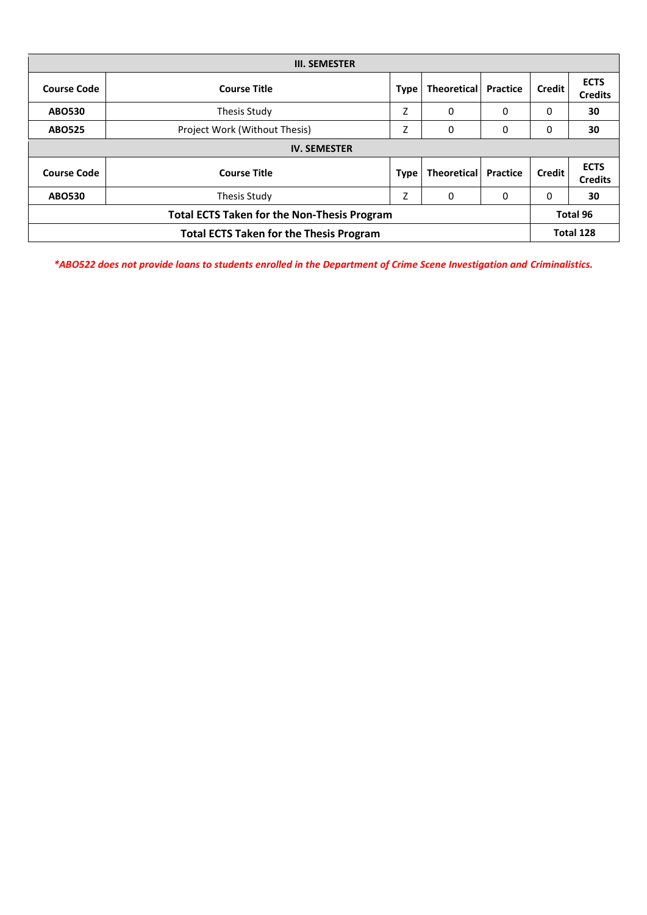| III. SEMESTER | | | | | | |
|---|---|---|---|---|---|---|
| **Course Code** | **Course Title** | **Type** | **Theoretical** | **Practice** | **Credit** | **ECTS Credits** |
| **ABO530** | Thesis Study | Z | 0 | 0 | 0 | **30** |
| **ABO525** | Project Work (Without Thesis) | Z | 0 | 0 | 0 | **30** |
| **IV. SEMESTER** | | | | | | |
| **Course Code** | **Course Title** | **Type** | **Theoretical** | **Practice** | **Credit** | **ECTS Credits** |
| **ABO530** | Thesis Study | Z | 0 | 0 | 0 | **30** |
| **Total ECTS Taken for the Non-Thesis Program** | | | | | **Total 96** | |
| **Total ECTS Taken for the Thesis Program** | | | | | **Total 128** | |

***ABO522 does not provide loans to students enrolled in the Department of Crime Scene Investigation and Criminalistics.***